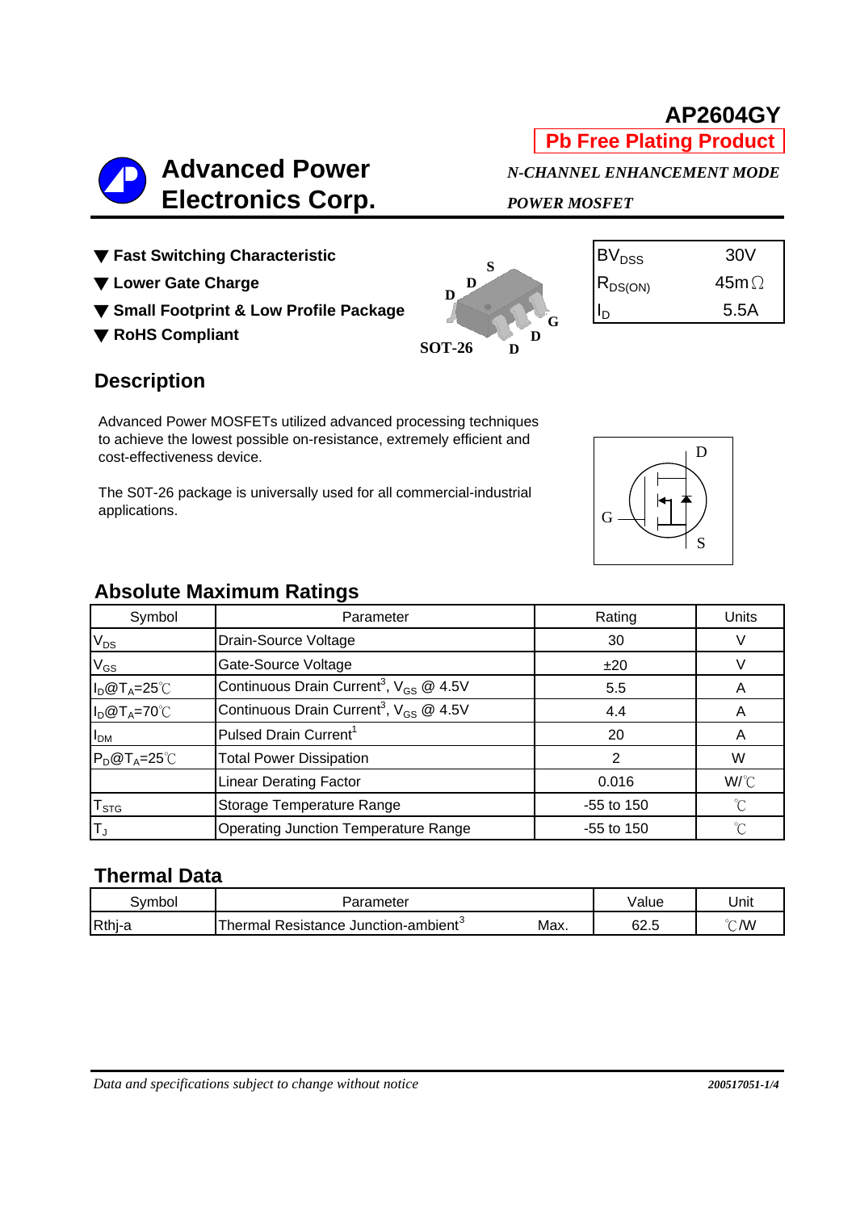# AP2604GY

**Pb Free Plating Product**

## Advanced Power Electronics Corp.

*N-CHANNEL ENHANCEMENT MODE POWER MOSFET*

- ▼ **Fast Switching Characteristic**
- ▼ **Lower Gate Charge**
- ▼ **Small Footprint & Low Profile Package**
- ▼ **RoHS Compliant**

SOT-26

| | |
|---|---|
| $BV_{DSS}$ | 30V |
| $R_{DS(ON)}$ | 45mΩ |
| $I_D$ | 5.5A |

## Description

Advanced Power MOSFETs utilized advanced processing techniques to achieve the lowest possible on-resistance, extremely efficient and cost-effectiveness device.

The S0T-26 package is universally used for all commercial-industrial applications.

## Absolute Maximum Ratings

| Symbol | Parameter | Rating | Units |
|---|---|---|---|
| $V_{DS}$ | Drain-Source Voltage | 30 | V |
| $V_{GS}$ | Gate-Source Voltage | ±20 | V |
| $I_D@T_A=25℃$ | Continuous Drain Current[3], $V_{GS}$ @ 4.5V | 5.5 | A |
| $I_D@T_A=70℃$ | Continuous Drain Current[3], $V_{GS}$ @ 4.5V | 4.4 | A |
| $I_{DM}$ | Pulsed Drain Current[1] | 20 | A |
| $P_D@T_A=25℃$ | Total Power Dissipation | 2 | W |
| | Linear Derating Factor | 0.016 | W/℃ |
| $T_{STG}$ | Storage Temperature Range | -55 to 150 | ℃ |
| $T_J$ | Operating Junction Temperature Range | -55 to 150 | ℃ |

## Thermal Data

| Symbol | Parameter | | Value | Unit |
|---|---|---|---|---|
| Rthj-a | Thermal Resistance Junction-ambient[3] | Max. | 62.5 | ℃/W |

*Data and specifications subject to change without notice*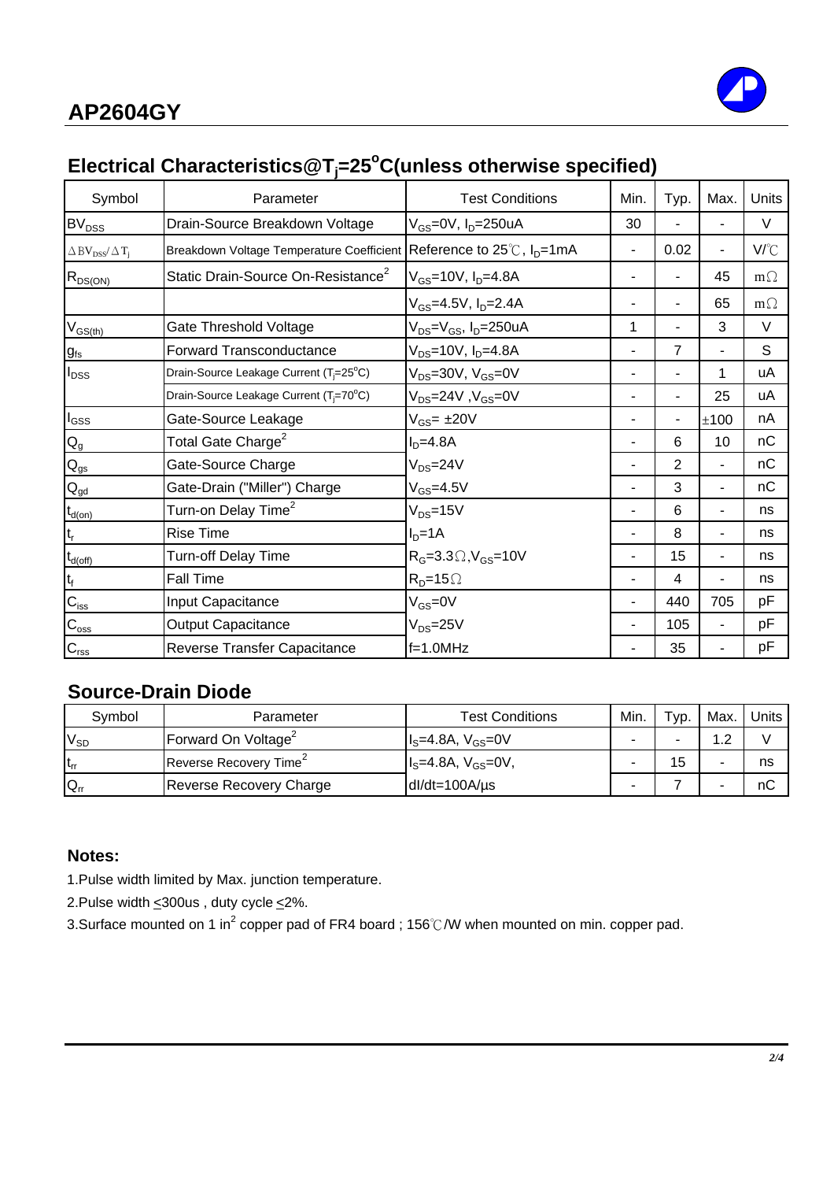# AP2604GY

## Electrical Characteristics@$T_j$=25°C(unless otherwise specified)

| Symbol | Parameter | Test Conditions | Min. | Typ. | Max. | Units |
|---|---|---|---|---|---|---|
| $BV_{DSS}$ | Drain-Source Breakdown Voltage | $V_{GS}$=0V, $I_D$=250uA | 30 | - | - | V |
| $\Delta BV_{DSS}/\Delta T_j$ | Breakdown Voltage Temperature Coefficient | Reference to 25℃, $I_D$=1mA | - | 0.02 | - | V/℃ |
| $R_{DS(ON)}$ | Static Drain-Source On-Resistance[2] | $V_{GS}$=10V, $I_D$=4.8A | - | - | 45 | mΩ |
| | | $V_{GS}$=4.5V, $I_D$=2.4A | - | - | 65 | mΩ |
| $V_{GS(th)}$ | Gate Threshold Voltage | $V_{DS}$=$V_{GS}$, $I_D$=250uA | 1 | - | 3 | V |
| $g_{fs}$ | Forward Transconductance | $V_{DS}$=10V, $I_D$=4.8A | - | 7 | - | S |
| $I_{DSS}$ | Drain-Source Leakage Current ($T_j$=25°C) | $V_{DS}$=30V, $V_{GS}$=0V | - | - | 1 | uA |
| | Drain-Source Leakage Current ($T_j$=70°C) | $V_{DS}$=24V ,$V_{GS}$=0V | - | - | 25 | uA |
| $I_{GSS}$ | Gate-Source Leakage | $V_{GS}$= ±20V | - | - | ±100 | nA |
| $Q_g$ | Total Gate Charge[2] | $I_D$=4.8A | - | 6 | 10 | nC |
| $Q_{gs}$ | Gate-Source Charge | $V_{DS}$=24V | - | 2 | - | nC |
| $Q_{gd}$ | Gate-Drain ("Miller") Charge | $V_{GS}$=4.5V | - | 3 | - | nC |
| $t_{d(on)}$ | Turn-on Delay Time[2] | $V_{DS}$=15V | - | 6 | - | ns |
| $t_r$ | Rise Time | $I_D$=1A | - | 8 | - | ns |
| $t_{d(off)}$ | Turn-off Delay Time | $R_G$=3.3Ω,$V_{GS}$=10V | - | 15 | - | ns |
| $t_f$ | Fall Time | $R_D$=15Ω | - | 4 | - | ns |
| $C_{iss}$ | Input Capacitance | $V_{GS}$=0V | - | 440 | 705 | pF |
| $C_{oss}$ | Output Capacitance | $V_{DS}$=25V | - | 105 | - | pF |
| $C_{rss}$ | Reverse Transfer Capacitance | f=1.0MHz | - | 35 | - | pF |

## Source-Drain Diode

| Symbol | Parameter | Test Conditions | Min. | Typ. | Max. | Units |
|---|---|---|---|---|---|---|
| $V_{SD}$ | Forward On Voltage[2] | $I_S$=4.8A, $V_{GS}$=0V | - | - | 1.2 | V |
| $t_{rr}$ | Reverse Recovery Time[2] | $I_S$=4.8A, $V_{GS}$=0V, | - | 15 | - | ns |
| $Q_{rr}$ | Reverse Recovery Charge | dI/dt=100A/µs | - | 7 | - | nC |

**Notes:**

1.Pulse width limited by Max. junction temperature.

2.Pulse width ≤300us , duty cycle ≤2%.

3.Surface mounted on 1 in$^2$ copper pad of FR4 board ; 156℃/W when mounted on min. copper pad.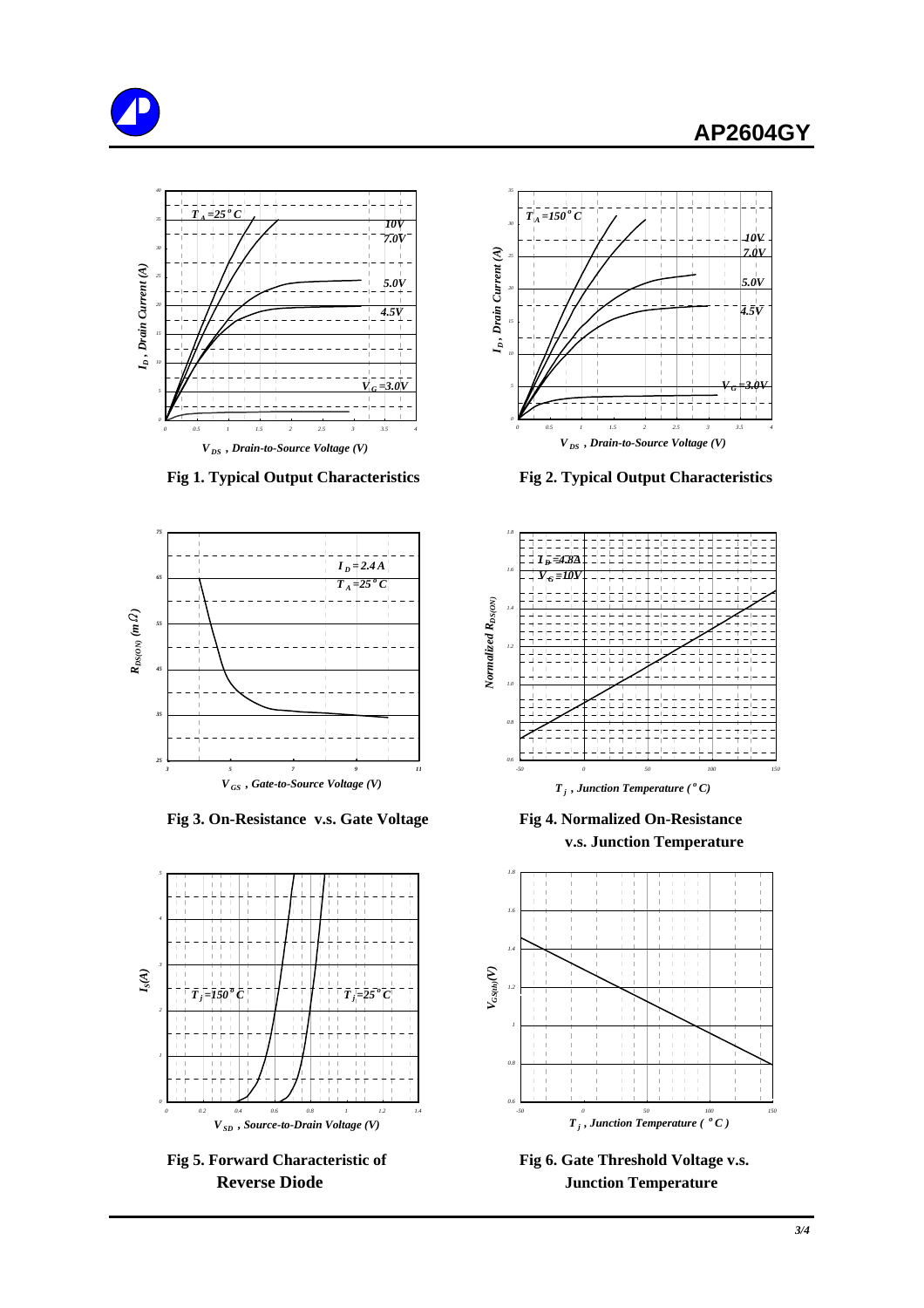Fig 1. Typical Output Characteristics

Fig 2. Typical Output Characteristics

Fig 3. On-Resistance v.s. Gate Voltage

Fig 4. Normalized On-Resistance v.s. Junction Temperature

Fig 5. Forward Characteristic of Reverse Diode

Fig 6. Gate Threshold Voltage v.s. Junction Temperature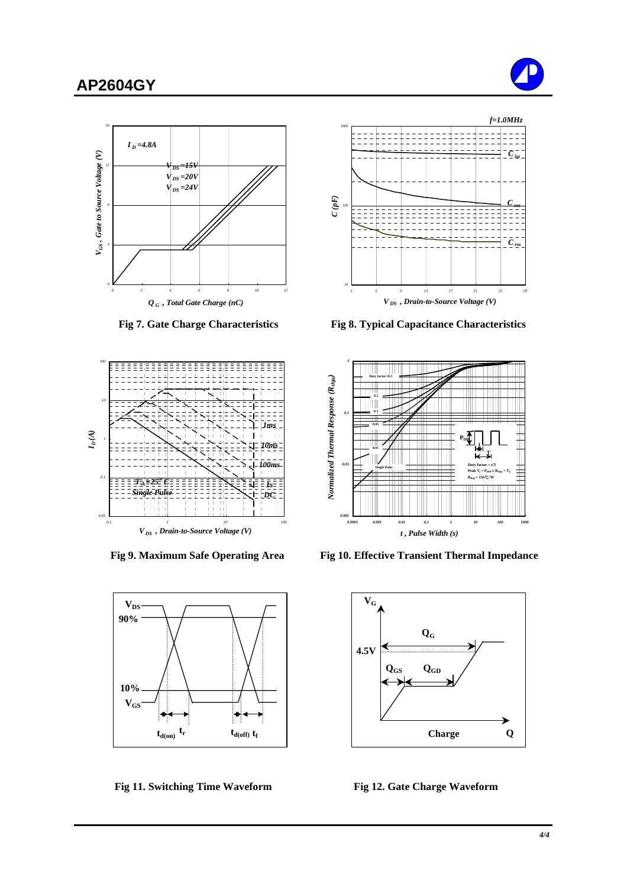$I_D$=4.8A

$V_{DS}$=15V

$V_{DS}$=20V

$V_{DS}$=24V

$V_{GS}$ , Gate to Source Voltage (V)

0 2 4 6 8 10 12

$Q_G$ , Total Gate Charge (nC)

**Fig 7. Gate Charge Characteristics**

f=1.0MHz

$C_{iss}$

$C_{oss}$

$C_{rss}$

C (pF)

1 5 9 13 17 21 25 29

$V_{DS}$ , Drain-to-Source Voltage (V)

**Fig 8. Typical Capacitance Characteristics**

$I_D$ (A)

1ms

10ms

100ms

1s

DC

$T_A$=25°C

Single Pulse

$V_{DS}$ , Drain-to-Source Voltage (V)

**Fig 9. Maximum Safe Operating Area**

Normalized Thermal Response ($R_{thja}$)

Duty factor=0.5

0.2

0.1

0.05

0.01

Single Pulse

$P_{DM}$

t

T

Duty factor = t/T

Peak $T_j = P_{DM} \times R_{thja} + T_a$

$R_{thja}$ = 156℃/W

t , Pulse Width (s)

**Fig 10. Effective Transient Thermal Impedance**

$V_{DS}$

90%

10%

$V_{GS}$

$t_{d(on)}$ $t_r$ $t_{d(off)}$ $t_f$

**Fig 11. Switching Time Waveform**

$V_G$

$Q_G$

4.5V

$Q_{GS}$ $Q_{GD}$

Charge Q

**Fig 12. Gate Charge Waveform**